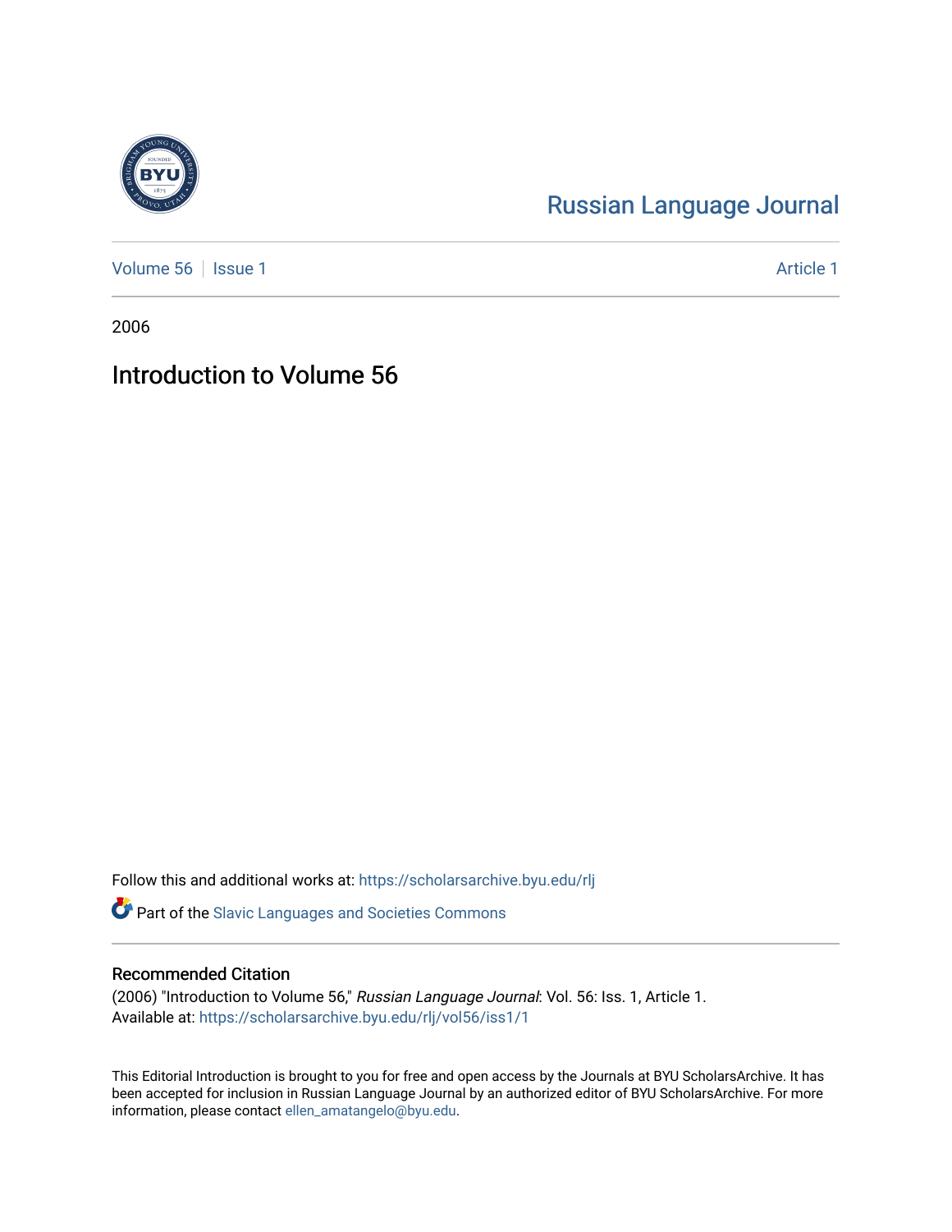# Russian Language Journal

Volume 56 | Issue 1 — Article 1

2006

## Introduction to Volume 56

Follow this and additional works at: https://scholarsarchive.byu.edu/rlj

Part of the Slavic Languages and Societies Commons

### Recommended Citation

(2006) "Introduction to Volume 56," *Russian Language Journal*: Vol. 56: Iss. 1, Article 1.
Available at: https://scholarsarchive.byu.edu/rlj/vol56/iss1/1

This Editorial Introduction is brought to you for free and open access by the Journals at BYU ScholarsArchive. It has been accepted for inclusion in Russian Language Journal by an authorized editor of BYU ScholarsArchive. For more information, please contact ellen_amatangelo@byu.edu.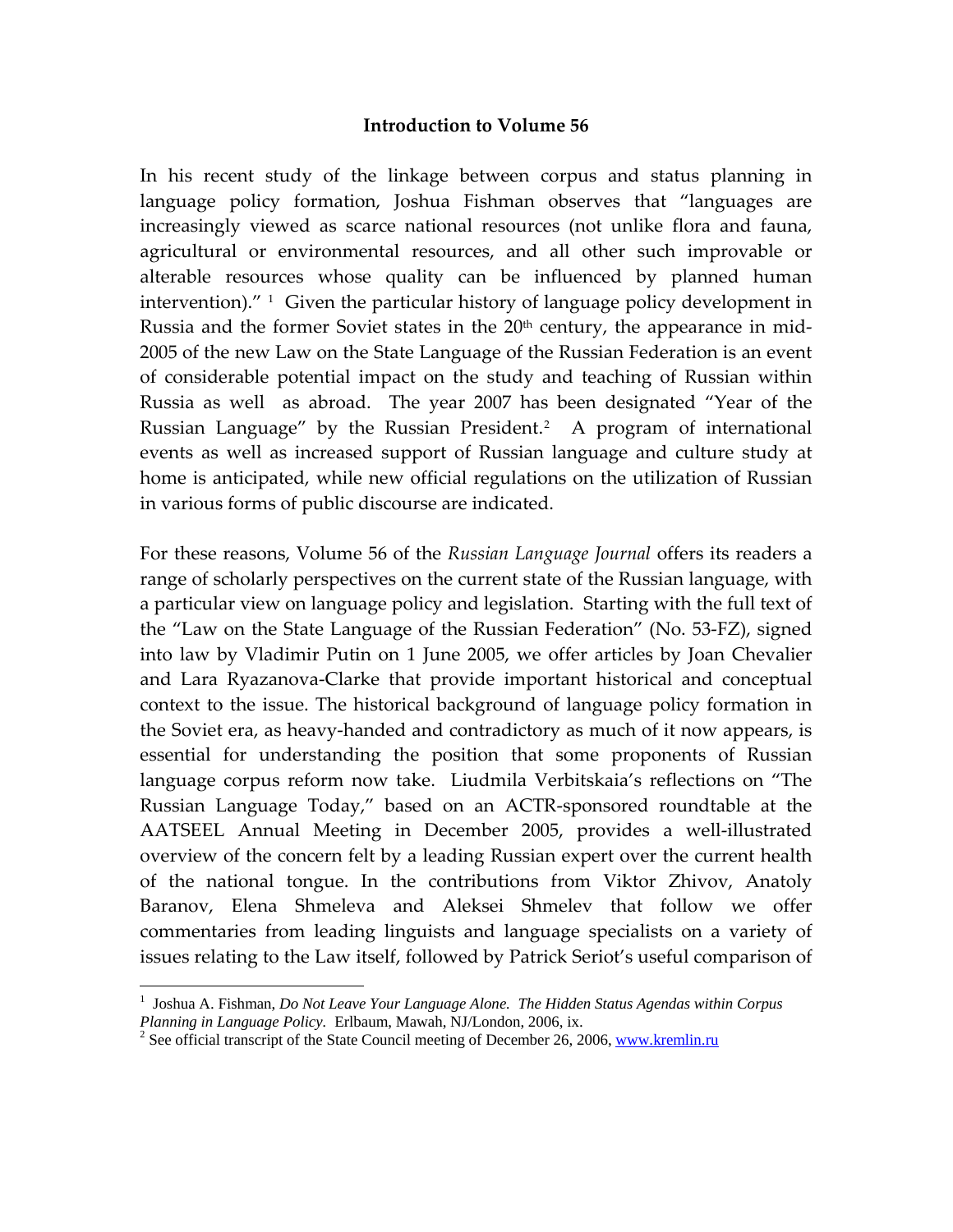**Introduction to Volume 56**

In his recent study of the linkage between corpus and status planning in language policy formation, Joshua Fishman observes that "languages are increasingly viewed as scarce national resources (not unlike flora and fauna, agricultural or environmental resources, and all other such improvable or alterable resources whose quality can be influenced by planned human intervention)." [1] Given the particular history of language policy development in Russia and the former Soviet states in the 20th century, the appearance in mid-2005 of the new Law on the State Language of the Russian Federation is an event of considerable potential impact on the study and teaching of Russian within Russia as well as abroad. The year 2007 has been designated "Year of the Russian Language" by the Russian President.[2] A program of international events as well as increased support of Russian language and culture study at home is anticipated, while new official regulations on the utilization of Russian in various forms of public discourse are indicated.

For these reasons, Volume 56 of the *Russian Language Journal* offers its readers a range of scholarly perspectives on the current state of the Russian language, with a particular view on language policy and legislation. Starting with the full text of the "Law on the State Language of the Russian Federation" (No. 53-FZ), signed into law by Vladimir Putin on 1 June 2005, we offer articles by Joan Chevalier and Lara Ryazanova-Clarke that provide important historical and conceptual context to the issue. The historical background of language policy formation in the Soviet era, as heavy-handed and contradictory as much of it now appears, is essential for understanding the position that some proponents of Russian language corpus reform now take. Liudmila Verbitskaia's reflections on "The Russian Language Today," based on an ACTR-sponsored roundtable at the AATSEEL Annual Meeting in December 2005, provides a well-illustrated overview of the concern felt by a leading Russian expert over the current health of the national tongue. In the contributions from Viktor Zhivov, Anatoly Baranov, Elena Shmeleva and Aleksei Shmelev that follow we offer commentaries from leading linguists and language specialists on a variety of issues relating to the Law itself, followed by Patrick Seriot's useful comparison of

---

[1] Joshua A. Fishman, *Do Not Leave Your Language Alone. The Hidden Status Agendas within Corpus Planning in Language Policy*. Erlbaum, Mawah, NJ/London, 2006, ix.

[2] See official transcript of the State Council meeting of December 26, 2006, www.kremlin.ru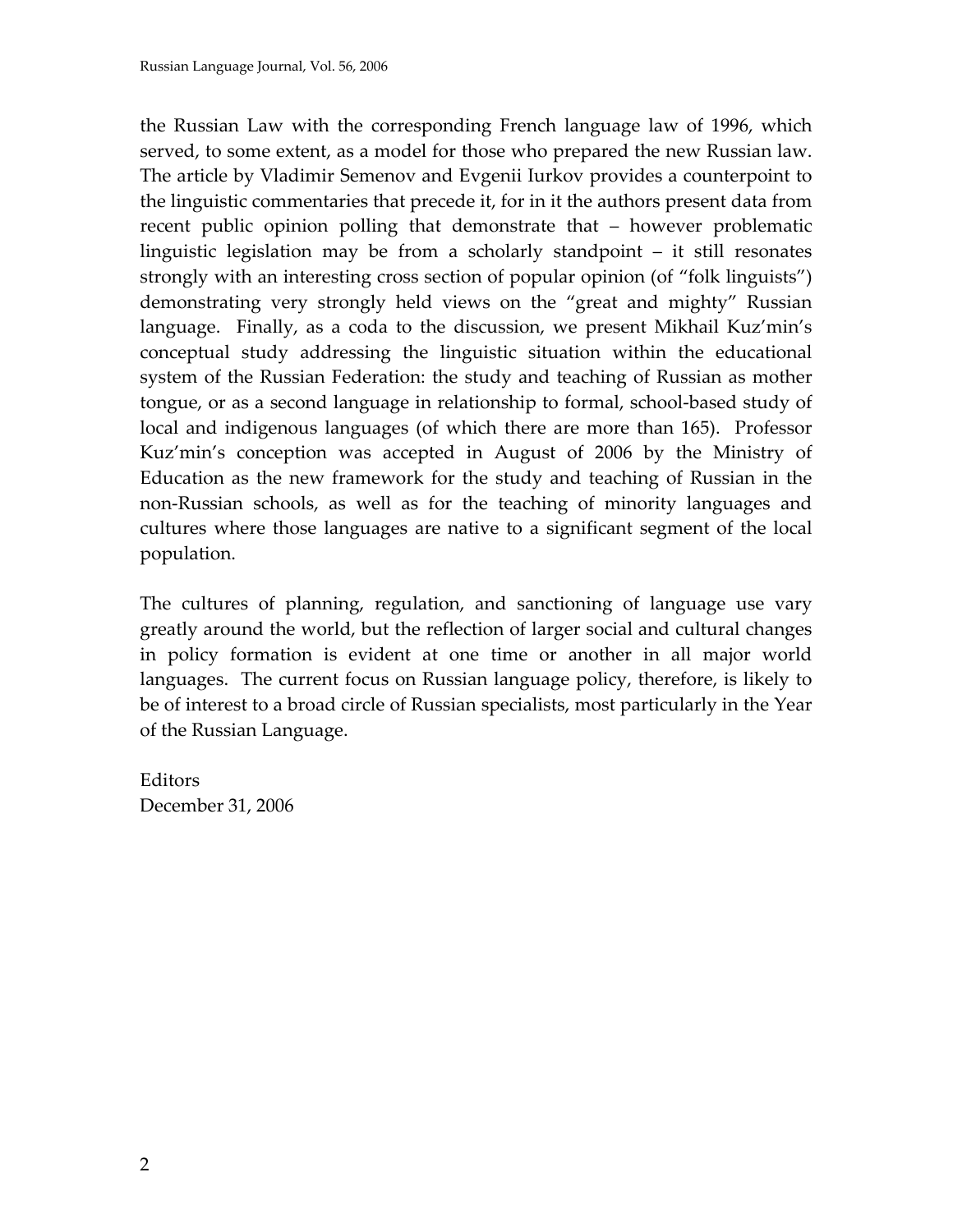the Russian Law with the corresponding French language law of 1996, which served, to some extent, as a model for those who prepared the new Russian law. The article by Vladimir Semenov and Evgenii Iurkov provides a counterpoint to the linguistic commentaries that precede it, for in it the authors present data from recent public opinion polling that demonstrate that – however problematic linguistic legislation may be from a scholarly standpoint – it still resonates strongly with an interesting cross section of popular opinion (of "folk linguists") demonstrating very strongly held views on the "great and mighty" Russian language. Finally, as a coda to the discussion, we present Mikhail Kuz'min's conceptual study addressing the linguistic situation within the educational system of the Russian Federation: the study and teaching of Russian as mother tongue, or as a second language in relationship to formal, school-based study of local and indigenous languages (of which there are more than 165). Professor Kuz'min's conception was accepted in August of 2006 by the Ministry of Education as the new framework for the study and teaching of Russian in the non-Russian schools, as well as for the teaching of minority languages and cultures where those languages are native to a significant segment of the local population.

The cultures of planning, regulation, and sanctioning of language use vary greatly around the world, but the reflection of larger social and cultural changes in policy formation is evident at one time or another in all major world languages. The current focus on Russian language policy, therefore, is likely to be of interest to a broad circle of Russian specialists, most particularly in the Year of the Russian Language.

Editors
December 31, 2006